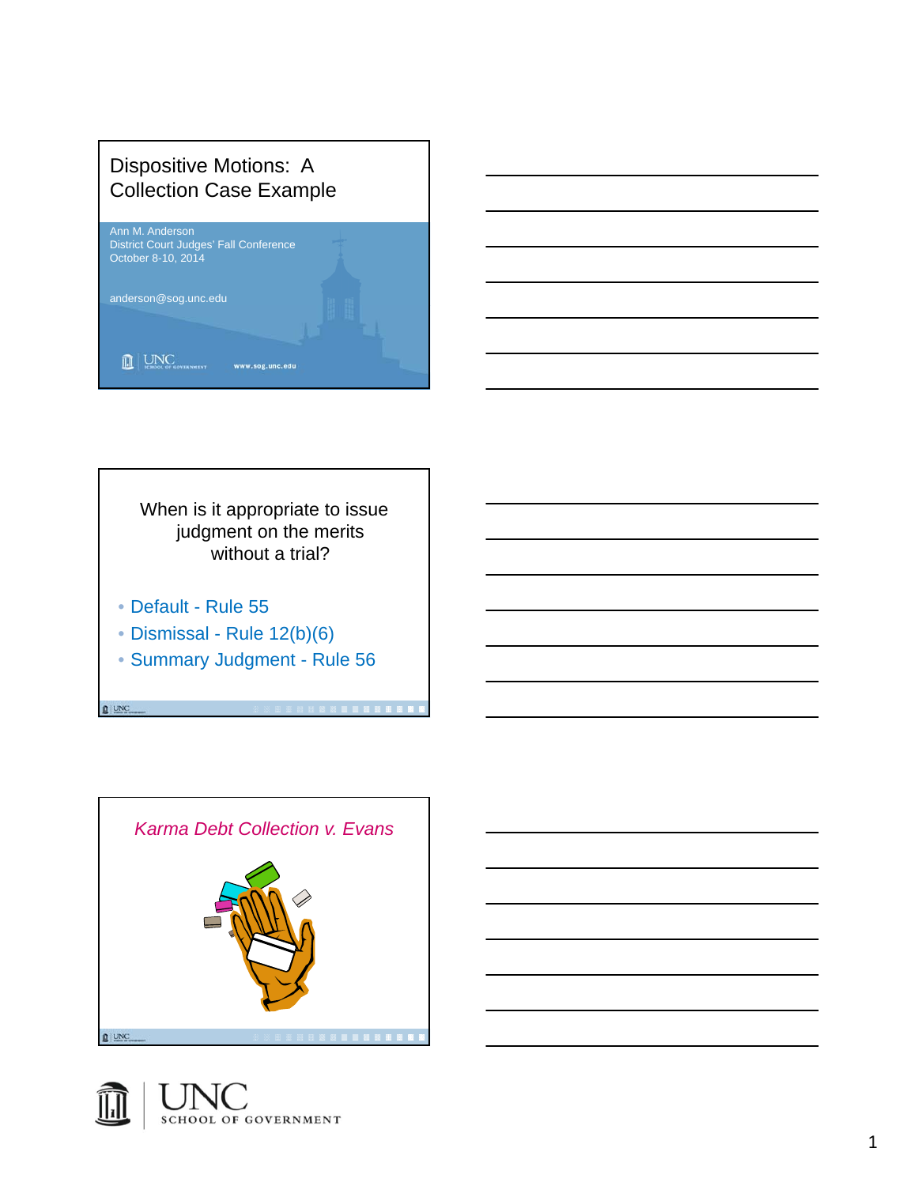# Dispositive Motions: A Collection Case Example

Ann M. Anderson
District Court Judges' Fall Conference
October 8-10, 2014

anderson@sog.unc.edu

UNC School of Government www.sog.unc.edu

---

When is it appropriate to issue judgment on the merits without a trial?

- Default - Rule 55
- Dismissal - Rule 12(b)(6)
- Summary Judgment - Rule 56

---

*Karma Debt Collection v. Evans*

---

UNC SCHOOL OF GOVERNMENT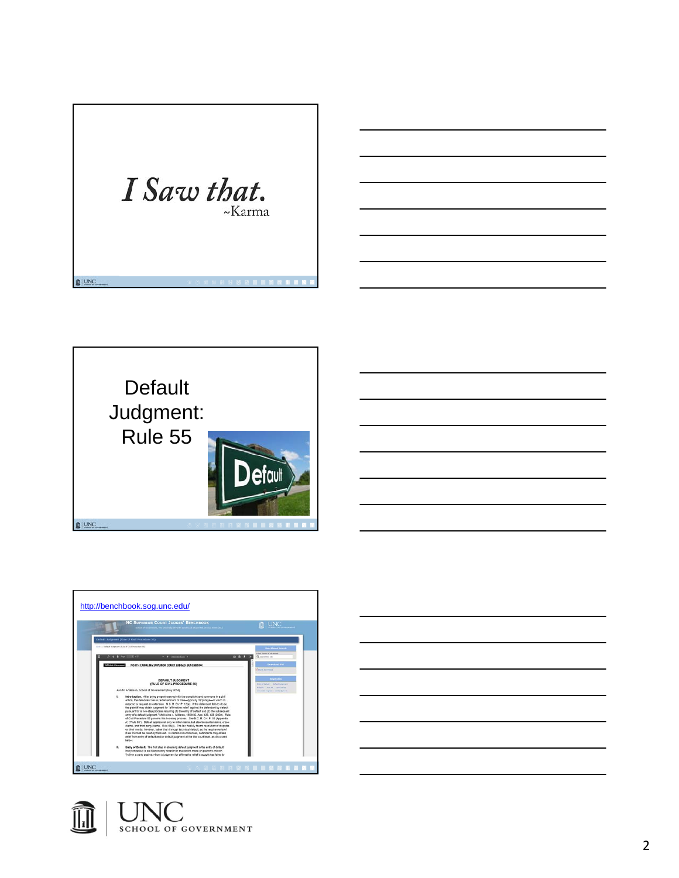*I Saw that.*

~Karma

Default Judgment: Rule 55

Default

http://benchbook.sog.unc.edu/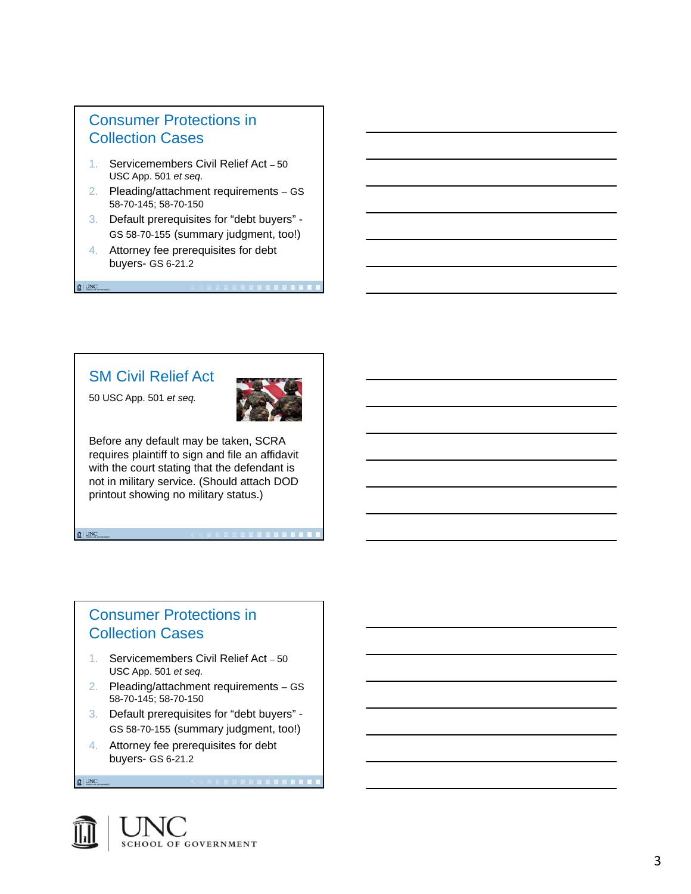## Consumer Protections in Collection Cases

1. Servicemembers Civil Relief Act – 50 USC App. 501 *et seq.*
2. Pleading/attachment requirements – GS 58-70-145; 58-70-150
3. Default prerequisites for "debt buyers" - GS 58-70-155 (summary judgment, too!)
4. Attorney fee prerequisites for debt buyers- GS 6-21.2

## SM Civil Relief Act

50 USC App. 501 *et seq.*

Before any default may be taken, SCRA requires plaintiff to sign and file an affidavit with the court stating that the defendant is not in military service. (Should attach DOD printout showing no military status.)

## Consumer Protections in Collection Cases

1. Servicemembers Civil Relief Act – 50 USC App. 501 *et seq.*
2. Pleading/attachment requirements – GS 58-70-145; 58-70-150
3. Default prerequisites for "debt buyers" - GS 58-70-155 (summary judgment, too!)
4. Attorney fee prerequisites for debt buyers- GS 6-21.2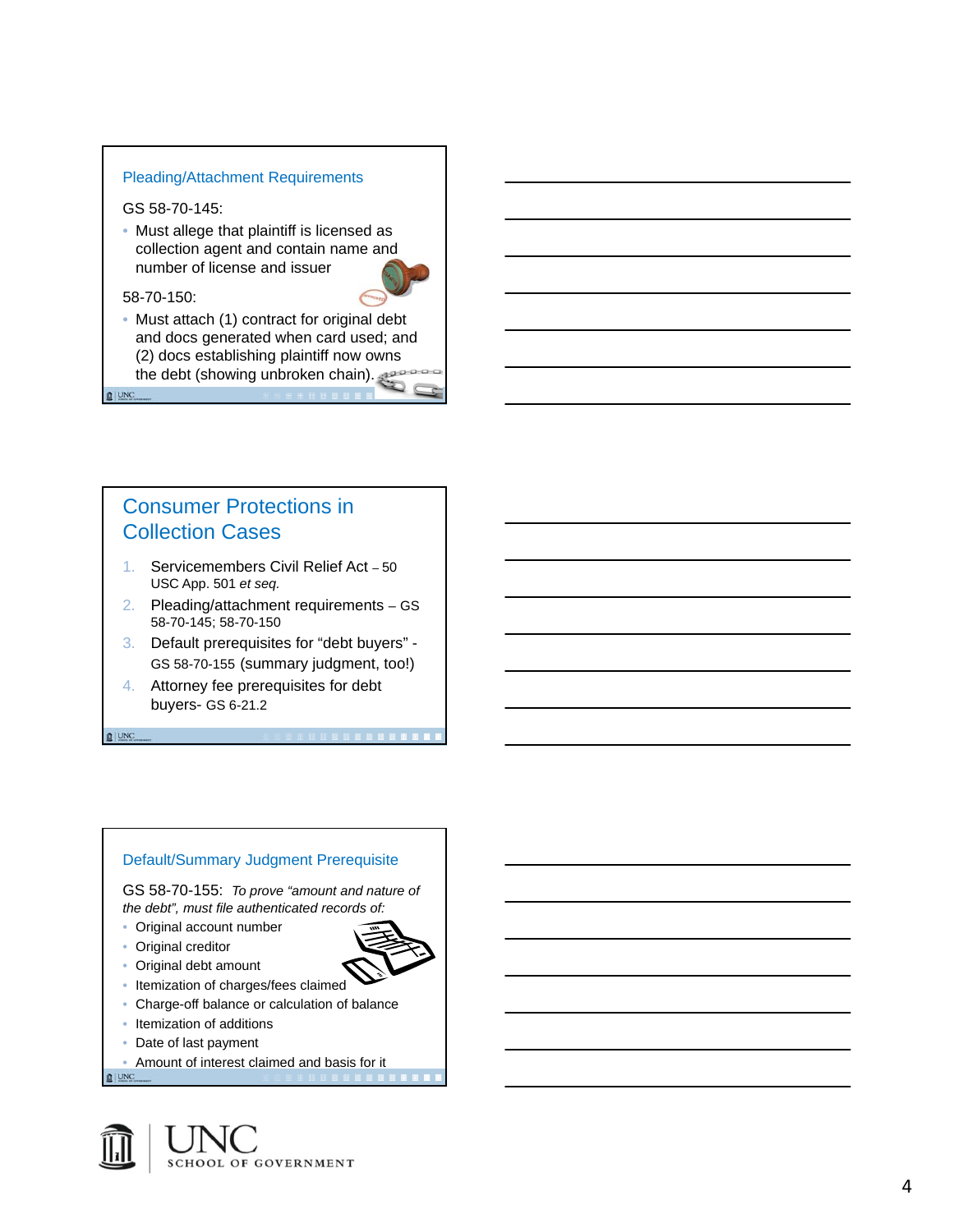## Pleading/Attachment Requirements

GS 58-70-145:

- Must allege that plaintiff is licensed as collection agent and contain name and number of license and issuer

58-70-150:

- Must attach (1) contract for original debt and docs generated when card used; and (2) docs establishing plaintiff now owns the debt (showing unbroken chain).

## Consumer Protections in Collection Cases

1. Servicemembers Civil Relief Act – 50 USC App. 501 *et seq.*
2. Pleading/attachment requirements – GS 58-70-145; 58-70-150
3. Default prerequisites for "debt buyers" - GS 58-70-155 (summary judgment, too!)
4. Attorney fee prerequisites for debt buyers- GS 6-21.2

## Default/Summary Judgment Prerequisite

GS 58-70-155: *To prove "amount and nature of the debt", must file authenticated records of:*

- Original account number
- Original creditor
- Original debt amount
- Itemization of charges/fees claimed
- Charge-off balance or calculation of balance
- Itemization of additions
- Date of last payment
- Amount of interest claimed and basis for it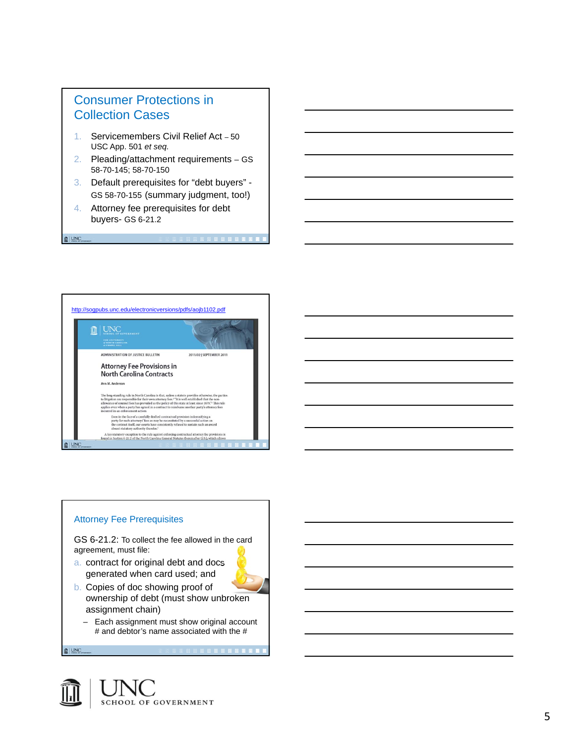## Consumer Protections in Collection Cases

1. Servicemembers Civil Relief Act – 50 USC App. 501 *et seq.*
2. Pleading/attachment requirements – GS 58-70-145; 58-70-150
3. Default prerequisites for "debt buyers" - GS 58-70-155 (summary judgment, too!)
4. Attorney fee prerequisites for debt buyers- GS 6-21.2

---

http://sogpubs.unc.edu/electronicversions/pdfs/aojb1102.pdf

ADMINISTRATION OF JUSTICE BULLETIN — 2011/02 | SEPTEMBER 2011

**Attorney Fee Provisions in North Carolina Contracts**

Ann M. Anderson

---

## Attorney Fee Prerequisites

GS 6-21.2: To collect the fee allowed in the card agreement, must file:

a. contract for original debt and docs generated when card used; and
b. Copies of doc showing proof of ownership of debt (must show unbroken assignment chain)
   – Each assignment must show original account # and debtor's name associated with the #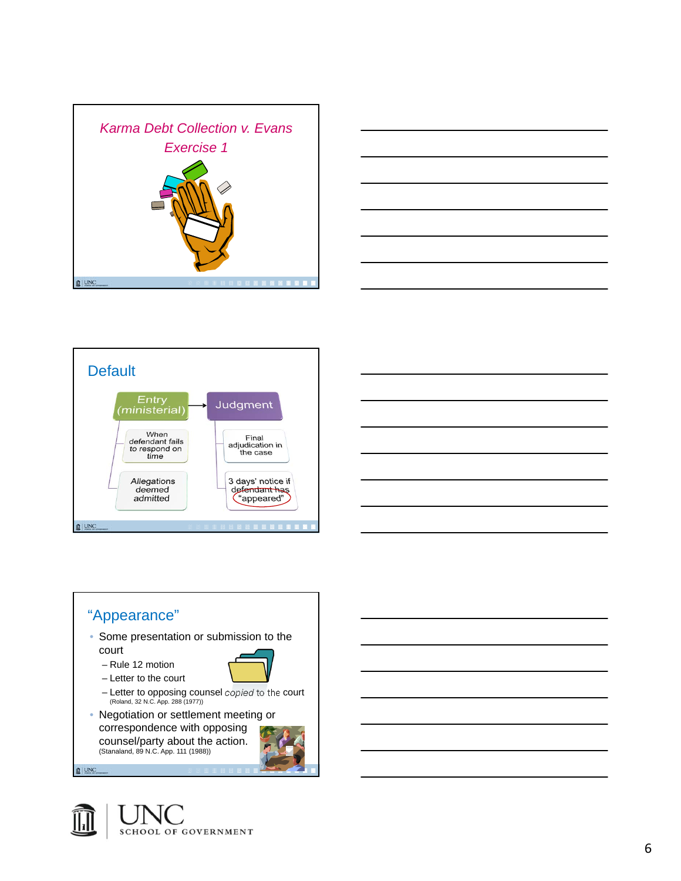## *Karma Debt Collection v. Evans*

*Exercise 1*

## Default

Entry (ministerial) → Judgment

- When defendant fails to respond on time
- Allegations deemed admitted

- Final adjudication in the case
- 3 days' notice if defendant has "appeared"

## "Appearance"

- Some presentation or submission to the court
  - Rule 12 motion
  - Letter to the court
  - Letter to opposing counsel *copied* to the court
    (Roland, 32 N.C. App. 288 (1977))
- Negotiation or settlement meeting or correspondence with opposing counsel/party about the action.
  (Stanaland, 89 N.C. App. 111 (1988))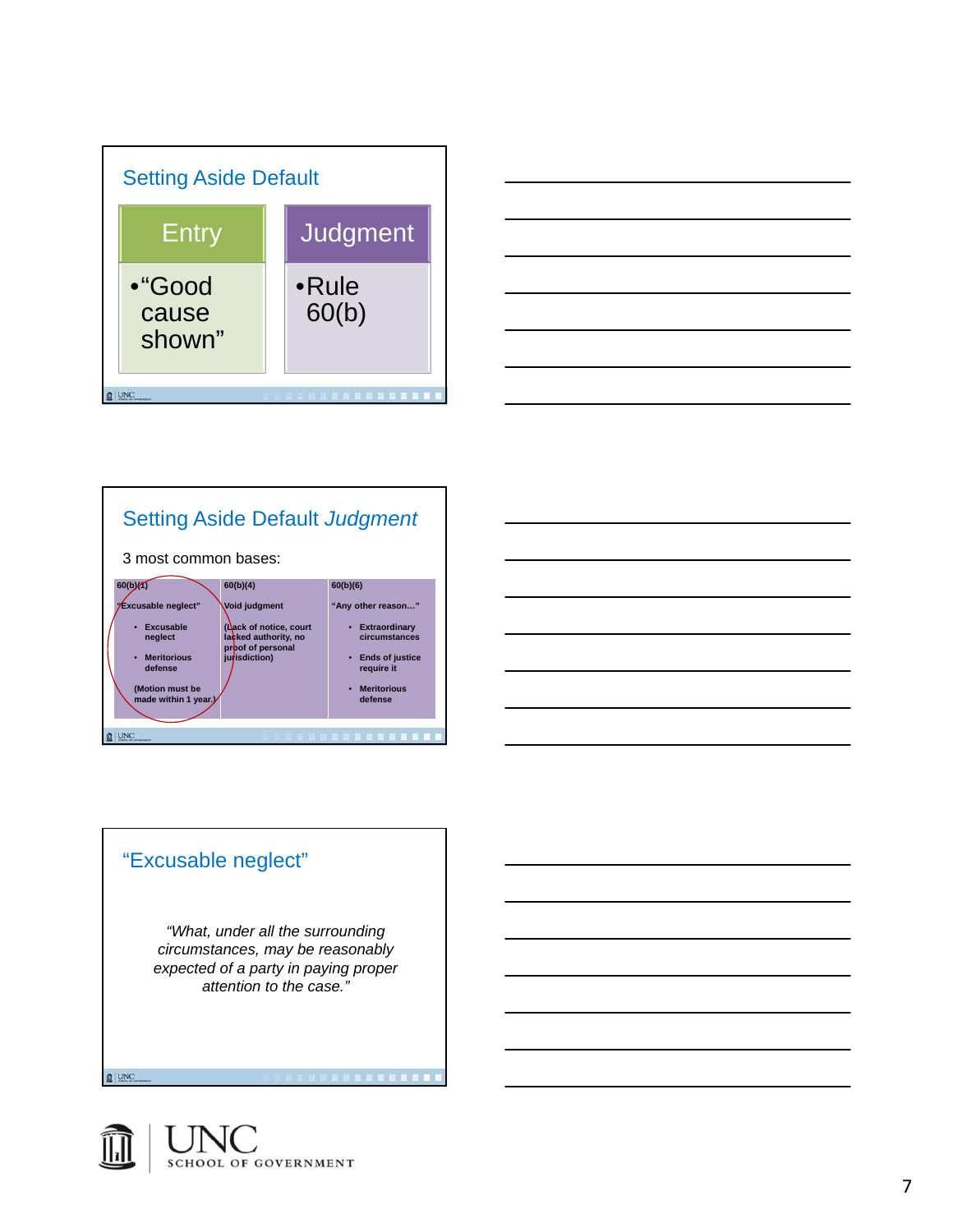## Setting Aside Default

| Entry | Judgment |
|---|---|
| • "Good cause shown" | • Rule 60(b) |

## Setting Aside Default *Judgment*

3 most common bases:

| 60(b)(1) | 60(b)(4) | 60(b)(6) |
|---|---|---|
| "Excusable neglect" | Void judgment | "Any other reason…" |
| • Excusable neglect<br>• Meritorious defense<br>(Motion must be made within 1 year.) | (Lack of notice, court lacked authority, no proof of personal jurisdiction) | • Extraordinary circumstances<br>• Ends of justice require it<br>• Meritorious defense |

## "Excusable neglect"

*"What, under all the surrounding circumstances, may be reasonably expected of a party in paying proper attention to the case."*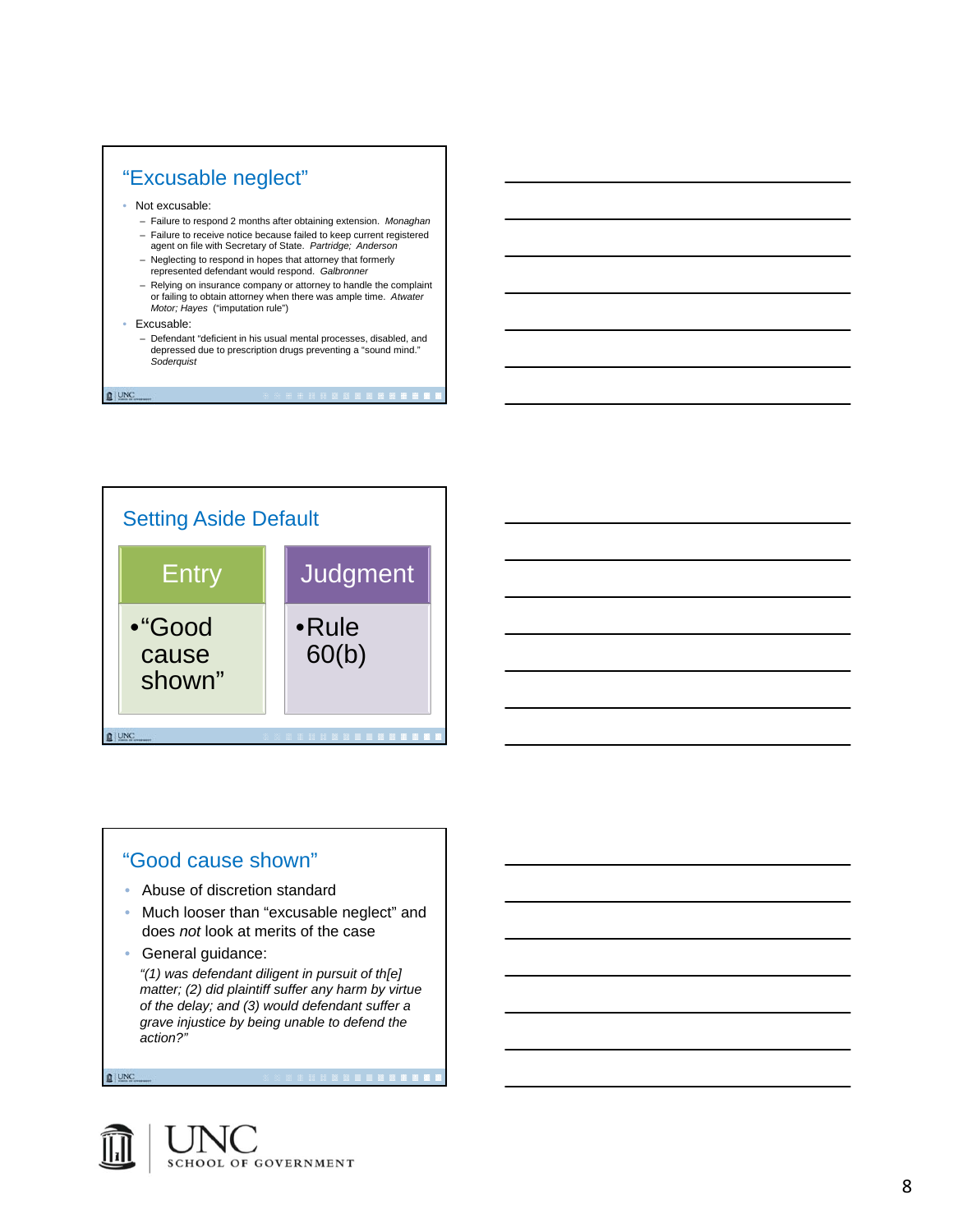## "Excusable neglect"

- Not excusable:
  - Failure to respond 2 months after obtaining extension. *Monaghan*
  - Failure to receive notice because failed to keep current registered agent on file with Secretary of State. *Partridge; Anderson*
  - Neglecting to respond in hopes that attorney that formerly represented defendant would respond. *Galbronner*
  - Relying on insurance company or attorney to handle the complaint or failing to obtain attorney when there was ample time. *Atwater Motor; Hayes* ("imputation rule")
- Excusable:
  - Defendant "deficient in his usual mental processes, disabled, and depressed due to prescription drugs preventing a "sound mind." *Soderquist*

## Setting Aside Default

| Entry | Judgment |
| --- | --- |
| • "Good cause shown" | • Rule 60(b) |

## "Good cause shown"

- Abuse of discretion standard
- Much looser than "excusable neglect" and does *not* look at merits of the case
- General guidance:

  *"(1) was defendant diligent in pursuit of th[e] matter; (2) did plaintiff suffer any harm by virtue of the delay; and (3) would defendant suffer a grave injustice by being unable to defend the action?"*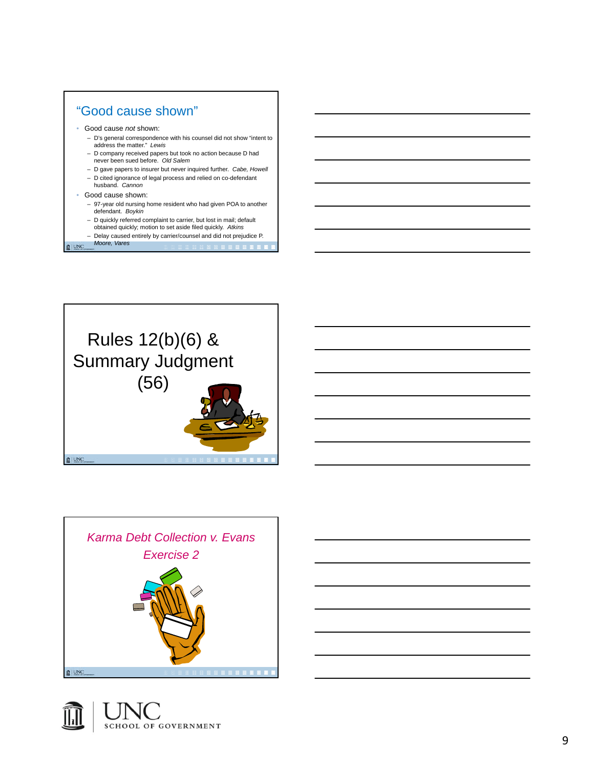## "Good cause shown"

- Good cause *not* shown:
  - D's general correspondence with his counsel did not show "intent to address the matter." *Lewis*
  - D company received papers but took no action because D had never been sued before. *Old Salem*
  - D gave papers to insurer but never inquired further. *Cabe, Howell*
  - D cited ignorance of legal process and relied on co-defendant husband. *Cannon*
- Good cause shown:
  - 97-year old nursing home resident who had given POA to another defendant. *Boykin*
  - D quickly referred complaint to carrier, but lost in mail; default obtained quickly; motion to set aside filed quickly. *Atkins*
  - Delay caused entirely by carrier/counsel and did not prejudice P. *Moore, Vares*

## Rules 12(b)(6) & Summary Judgment (56)

## *Karma Debt Collection v. Evans* *Exercise 2*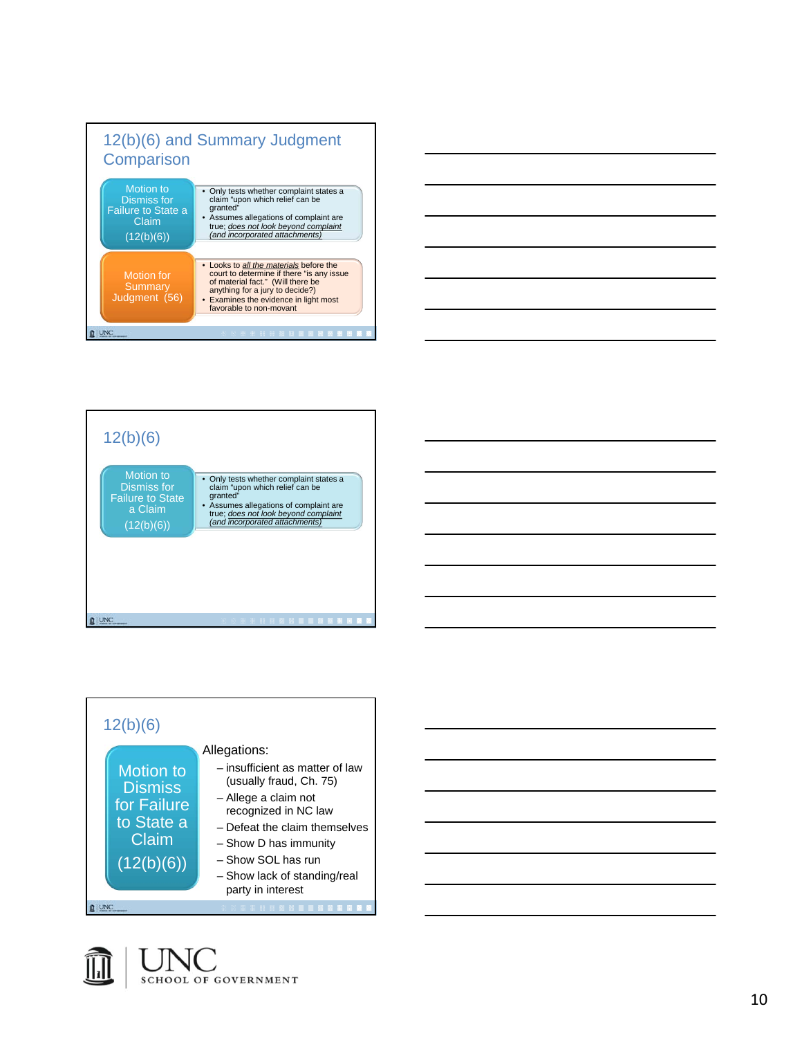## 12(b)(6) and Summary Judgment Comparison

**Motion to Dismiss for Failure to State a Claim (12(b)(6))**

- Only tests whether complaint states a claim "upon which relief can be granted"
- Assumes allegations of complaint are true; *does not look beyond complaint (and incorporated attachments)*

**Motion for Summary Judgment (56)**

- Looks to *all the materials* before the court to determine if there "is any issue of material fact." (Will there be anything for a jury to decide?)
- Examines the evidence in light most favorable to non-movant

## 12(b)(6)

**Motion to Dismiss for Failure to State a Claim (12(b)(6))**

- Only tests whether complaint states a claim "upon which relief can be granted"
- Assumes allegations of complaint are true; *does not look beyond complaint (and incorporated attachments)*

## 12(b)(6)

**Motion to Dismiss for Failure to State a Claim (12(b)(6))**

Allegations:

- insufficient as matter of law (usually fraud, Ch. 75)
- Allege a claim not recognized in NC law
- Defeat the claim themselves
- Show D has immunity
- Show SOL has run
- Show lack of standing/real party in interest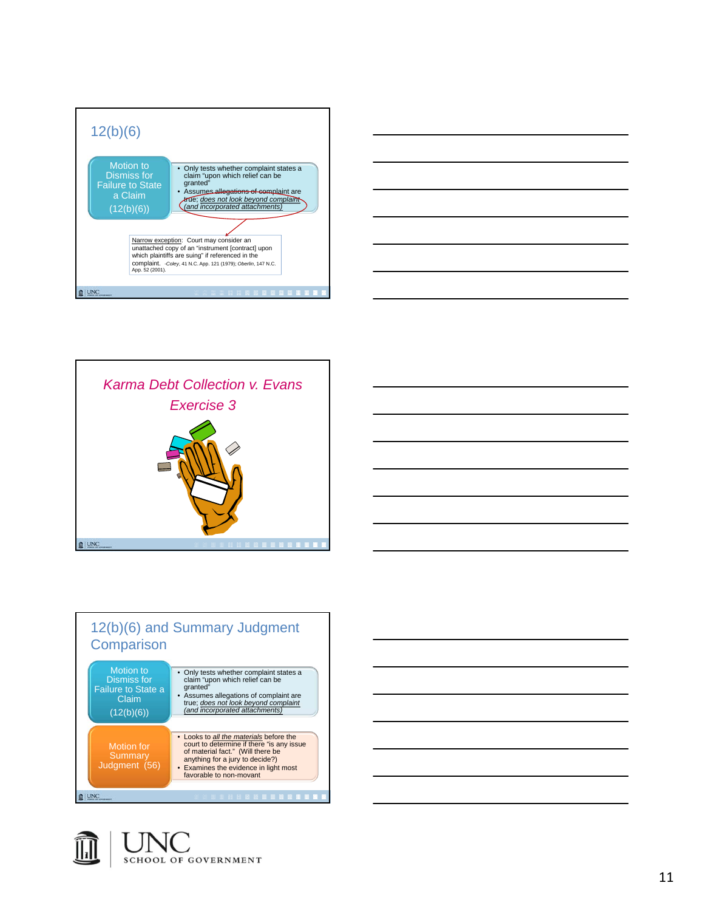## 12(b)(6)

**Motion to Dismiss for Failure to State a Claim (12(b)(6))**

- Only tests whether complaint states a claim "upon which relief can be granted"
- Assumes allegations of complaint are true; *does not look beyond complaint (and incorporated attachments)*

Narrow exception: Court may consider an unattached copy of an "instrument [contract] upon which plaintiffs are suing" if referenced in the complaint. -*Coley*, 41 N.C. App. 121 (1979); *Oberlin*, 147 N.C. App. 52 (2001).

## *Karma Debt Collection v. Evans*

## *Exercise 3*

## 12(b)(6) and Summary Judgment Comparison

**Motion to Dismiss for Failure to State a Claim (12(b)(6))**

- Only tests whether complaint states a claim "upon which relief can be granted"
- Assumes allegations of complaint are true; *does not look beyond complaint (and incorporated attachments)*

**Motion for Summary Judgment (56)**

- Looks to *all the materials* before the court to determine if there "is any issue of material fact." (Will there be anything for a jury to decide?)
- Examines the evidence in light most favorable to non-movant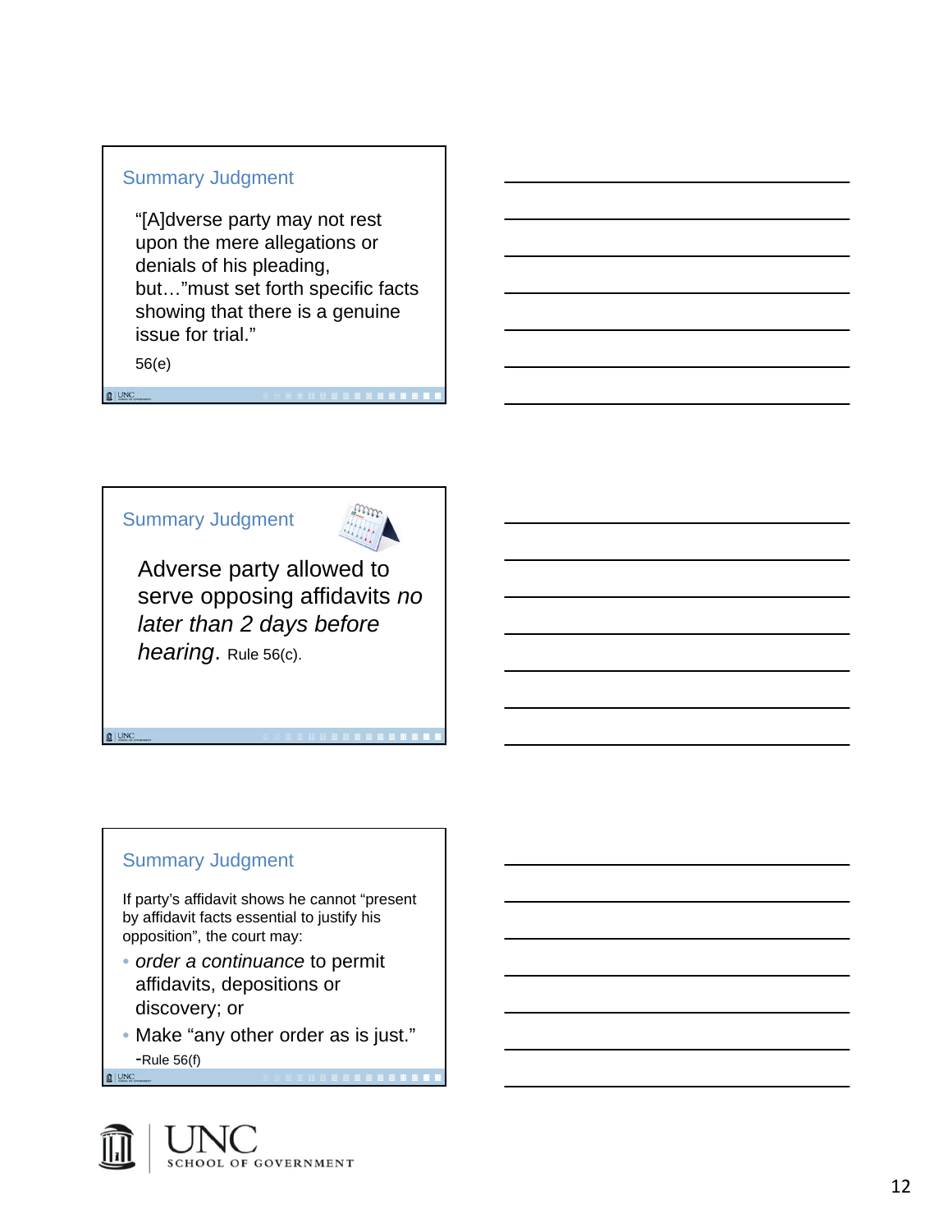## Summary Judgment

"[A]dverse party may not rest upon the mere allegations or denials of his pleading, but…"must set forth specific facts showing that there is a genuine issue for trial."

56(e)

## Summary Judgment

Adverse party allowed to serve opposing affidavits *no later than 2 days before hearing*. Rule 56(c).

## Summary Judgment

If party's affidavit shows he cannot "present by affidavit facts essential to justify his opposition", the court may:

- *order a continuance* to permit affidavits, depositions or discovery; or
- Make "any other order as is just."

-Rule 56(f)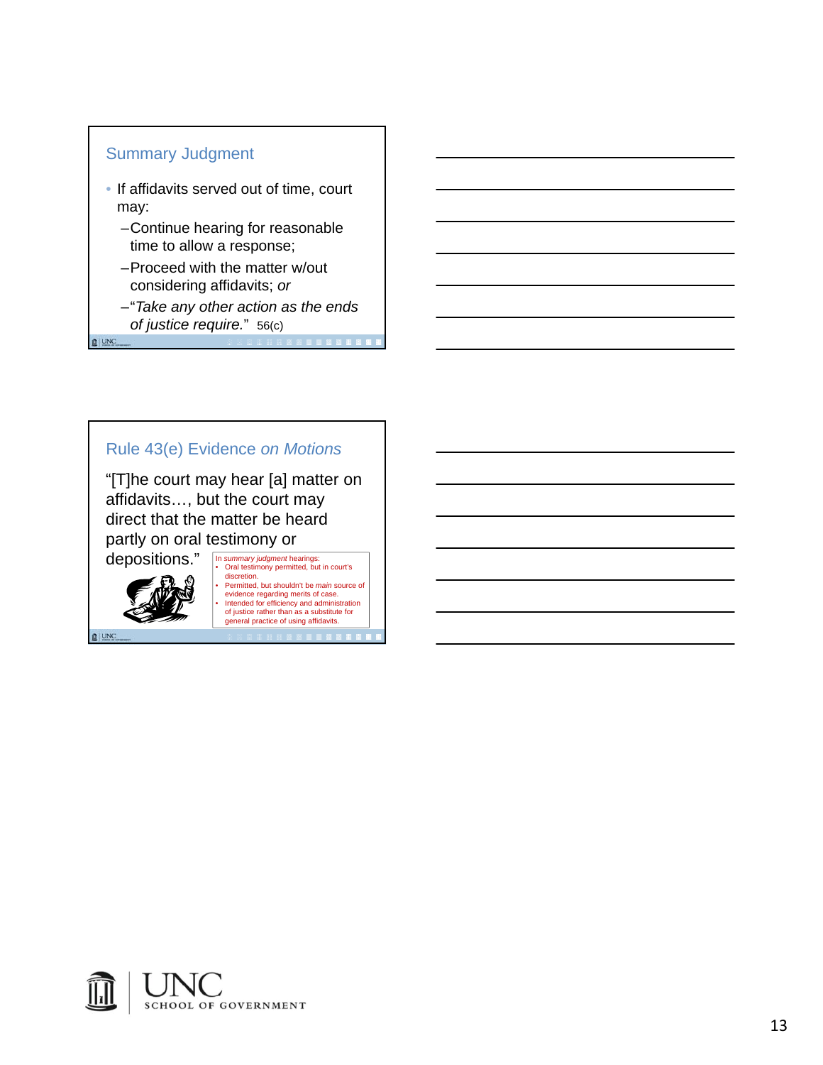## Summary Judgment

- If affidavits served out of time, court may:
  - Continue hearing for reasonable time to allow a response;
  - Proceed with the matter w/out considering affidavits; *or*
  - "*Take any other action as the ends of justice require.*" 56(c)

## Rule 43(e) Evidence *on Motions*

"[T]he court may hear [a] matter on affidavits…, but the court may direct that the matter be heard partly on oral testimony or depositions."

In *summary judgment* hearings:
- Oral testimony permitted, but in court's discretion.
- Permitted, but shouldn't be *main* source of evidence regarding merits of case.
- Intended for efficiency and administration of justice rather than as a substitute for general practice of using affidavits.